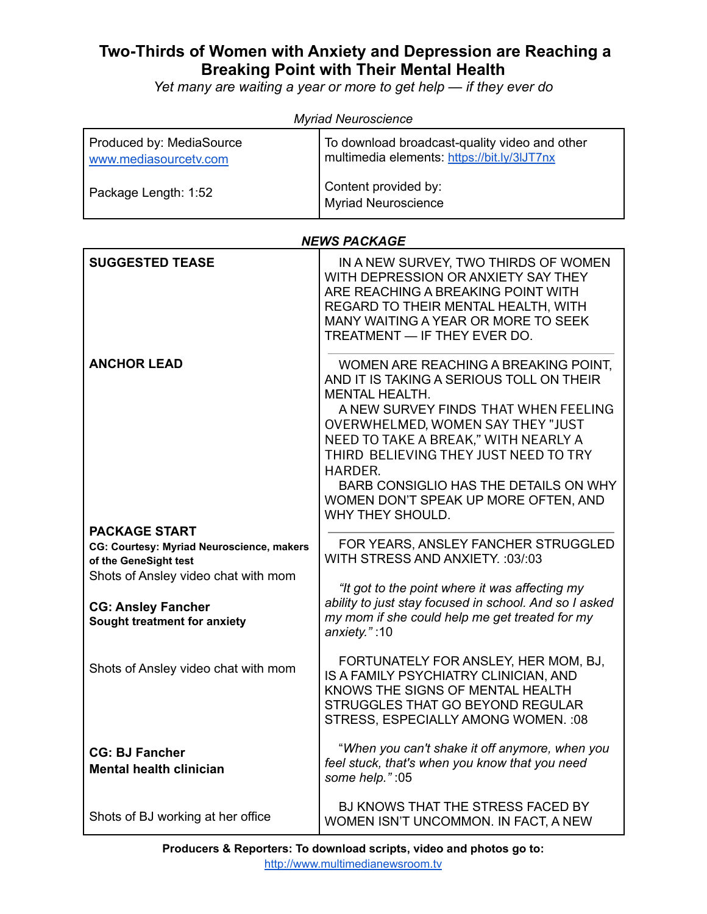# Two-Thirds of Women with Anxiety and Depression are Reaching a Breaking Point with Their Mental Health

*Yet many are waiting a year or more to get help — if they ever do*

*Myriad Neuroscience*

| Produced by: MediaSource<br>www.mediasourcetv.com<br><br>Package Length: 1:52 | To download broadcast-quality video and other multimedia elements: https://bit.ly/3lJT7nx<br><br>Content provided by:<br>Myriad Neuroscience |
|---|---|

***NEWS PACKAGE***

| | |
|---|---|
| **SUGGESTED TEASE** | IN A NEW SURVEY, TWO THIRDS OF WOMEN WITH DEPRESSION OR ANXIETY SAY THEY ARE REACHING A BREAKING POINT WITH REGARD TO THEIR MENTAL HEALTH, WITH MANY WAITING A YEAR OR MORE TO SEEK TREATMENT — IF THEY EVER DO. |
| **ANCHOR LEAD** | WOMEN ARE REACHING A BREAKING POINT, AND IT IS TAKING A SERIOUS TOLL ON THEIR MENTAL HEALTH.<br>A NEW SURVEY FINDS THAT WHEN FEELING OVERWHELMED, WOMEN SAY THEY "JUST NEED TO TAKE A BREAK," WITH NEARLY A THIRD BELIEVING THEY JUST NEED TO TRY HARDER.<br>BARB CONSIGLIO HAS THE DETAILS ON WHY WOMEN DON'T SPEAK UP MORE OFTEN, AND WHY THEY SHOULD. |
| **PACKAGE START**<br>**CG: Courtesy: Myriad Neuroscience, makers of the GeneSight test**<br>Shots of Ansley video chat with mom | FOR YEARS, ANSLEY FANCHER STRUGGLED WITH STRESS AND ANXIETY. :03/:03 |
| **CG: Ansley Fancher**<br>**Sought treatment for anxiety** | *"It got to the point where it was affecting my ability to just stay focused in school. And so I asked my mom if she could help me get treated for my anxiety."* :10 |
| Shots of Ansley video chat with mom | FORTUNATELY FOR ANSLEY, HER MOM, BJ, IS A FAMILY PSYCHIATRY CLINICIAN, AND KNOWS THE SIGNS OF MENTAL HEALTH STRUGGLES THAT GO BEYOND REGULAR STRESS, ESPECIALLY AMONG WOMEN. :08 |
| **CG: BJ Fancher**<br>**Mental health clinician** | *"When you can't shake it off anymore, when you feel stuck, that's when you know that you need some help."* :05 |
| Shots of BJ working at her office | BJ KNOWS THAT THE STRESS FACED BY WOMEN ISN'T UNCOMMON. IN FACT, A NEW |

**Producers & Reporters: To download scripts, video and photos go to:**
http://www.multimedianewsroom.tv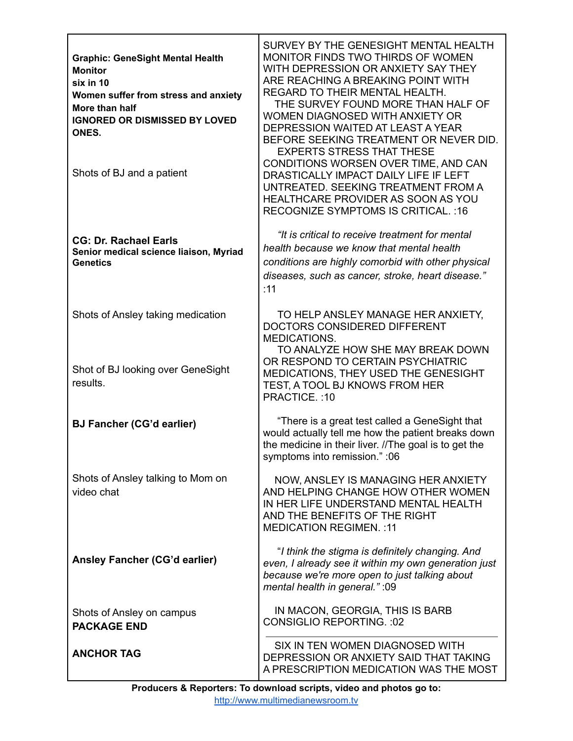| | |
|---|---|
| **Graphic: GeneSight Mental Health Monitor**<br>**six in 10**<br>**Women suffer from stress and anxiety**<br>**More than half**<br>**IGNORED OR DISMISSED BY LOVED ONES.**<br><br>Shots of BJ and a patient | SURVEY BY THE GENESIGHT MENTAL HEALTH MONITOR FINDS TWO THIRDS OF WOMEN WITH DEPRESSION OR ANXIETY SAY THEY ARE REACHING A BREAKING POINT WITH REGARD TO THEIR MENTAL HEALTH.<br>THE SURVEY FOUND MORE THAN HALF OF WOMEN DIAGNOSED WITH ANXIETY OR DEPRESSION WAITED AT LEAST A YEAR BEFORE SEEKING TREATMENT OR NEVER DID.<br>EXPERTS STRESS THAT THESE CONDITIONS WORSEN OVER TIME, AND CAN DRASTICALLY IMPACT DAILY LIFE IF LEFT UNTREATED. SEEKING TREATMENT FROM A HEALTHCARE PROVIDER AS SOON AS YOU RECOGNIZE SYMPTOMS IS CRITICAL. :16 |
| **CG: Dr. Rachael Earls**<br>**Senior medical science liaison, Myriad Genetics** | *"It is critical to receive treatment for mental health because we know that mental health conditions are highly comorbid with other physical diseases, such as cancer, stroke, heart disease."* :11 |
| Shots of Ansley taking medication<br><br>Shot of BJ looking over GeneSight results. | TO HELP ANSLEY MANAGE HER ANXIETY, DOCTORS CONSIDERED DIFFERENT MEDICATIONS.<br>TO ANALYZE HOW SHE MAY BREAK DOWN OR RESPOND TO CERTAIN PSYCHIATRIC MEDICATIONS, THEY USED THE GENESIGHT TEST, A TOOL BJ KNOWS FROM HER PRACTICE. :10 |
| **BJ Fancher (CG'd earlier)** | "There is a great test called a GeneSight that would actually tell me how the patient breaks down the medicine in their liver. //The goal is to get the symptoms into remission." :06 |
| Shots of Ansley talking to Mom on video chat | NOW, ANSLEY IS MANAGING HER ANXIETY AND HELPING CHANGE HOW OTHER WOMEN IN HER LIFE UNDERSTAND MENTAL HEALTH AND THE BENEFITS OF THE RIGHT MEDICATION REGIMEN. :11 |
| **Ansley Fancher (CG'd earlier)** | "*I think the stigma is definitely changing. And even, I already see it within my own generation just because we're more open to just talking about mental health in general."* :09 |
| Shots of Ansley on campus<br>**PACKAGE END** | IN MACON, GEORGIA, THIS IS BARB CONSIGLIO REPORTING. :02 |
| **ANCHOR TAG** | SIX IN TEN WOMEN DIAGNOSED WITH DEPRESSION OR ANXIETY SAID THAT TAKING A PRESCRIPTION MEDICATION WAS THE MOST |

**Producers & Reporters: To download scripts, video and photos go to:**
http://www.multimedianewsroom.tv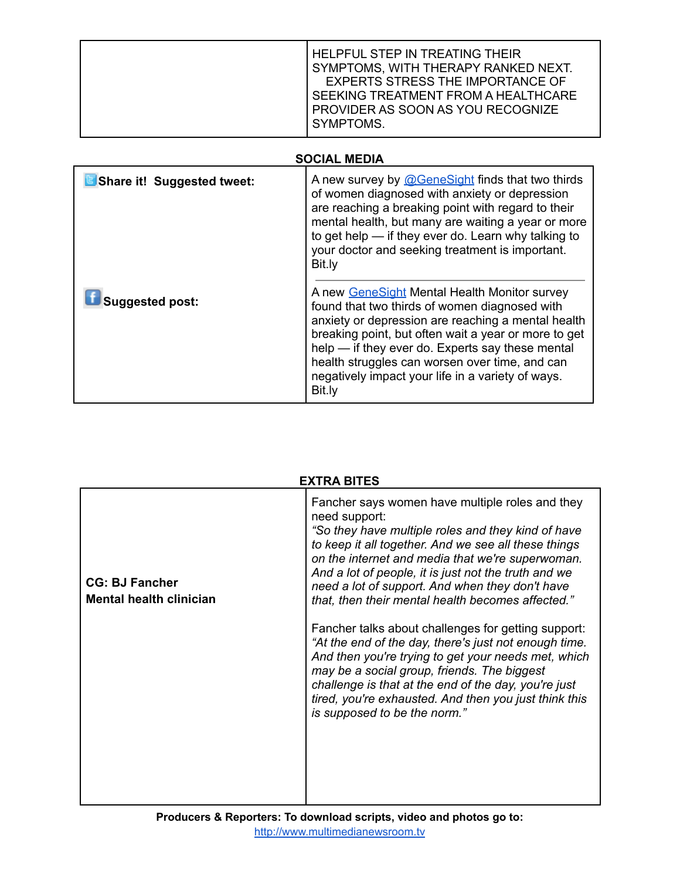| | |
|---|---|
| | HELPFUL STEP IN TREATING THEIR SYMPTOMS, WITH THERAPY RANKED NEXT. EXPERTS STRESS THE IMPORTANCE OF SEEKING TREATMENT FROM A HEALTHCARE PROVIDER AS SOON AS YOU RECOGNIZE SYMPTOMS. |

## SOCIAL MEDIA

| | |
|---|---|
| **Share it! Suggested tweet:** | A new survey by @GeneSight finds that two thirds of women diagnosed with anxiety or depression are reaching a breaking point with regard to their mental health, but many are waiting a year or more to get help — if they ever do. Learn why talking to your doctor and seeking treatment is important. Bit.ly |
| **Suggested post:** | A new GeneSight Mental Health Monitor survey found that two thirds of women diagnosed with anxiety or depression are reaching a mental health breaking point, but often wait a year or more to get help — if they ever do. Experts say these mental health struggles can worsen over time, and can negatively impact your life in a variety of ways. Bit.ly |

## EXTRA BITES

| | |
|---|---|
| **CG: BJ Fancher**<br>**Mental health clinician** | Fancher says women have multiple roles and they need support:<br>*"So they have multiple roles and they kind of have to keep it all together. And we see all these things on the internet and media that we're superwoman. And a lot of people, it is just not the truth and we need a lot of support. And when they don't have that, then their mental health becomes affected."*<br><br>Fancher talks about challenges for getting support:<br>*"At the end of the day, there's just not enough time. And then you're trying to get your needs met, which may be a social group, friends. The biggest challenge is that at the end of the day, you're just tired, you're exhausted. And then you just think this is supposed to be the norm."* |

**Producers & Reporters: To download scripts, video and photos go to:**
http://www.multimedianewsroom.tv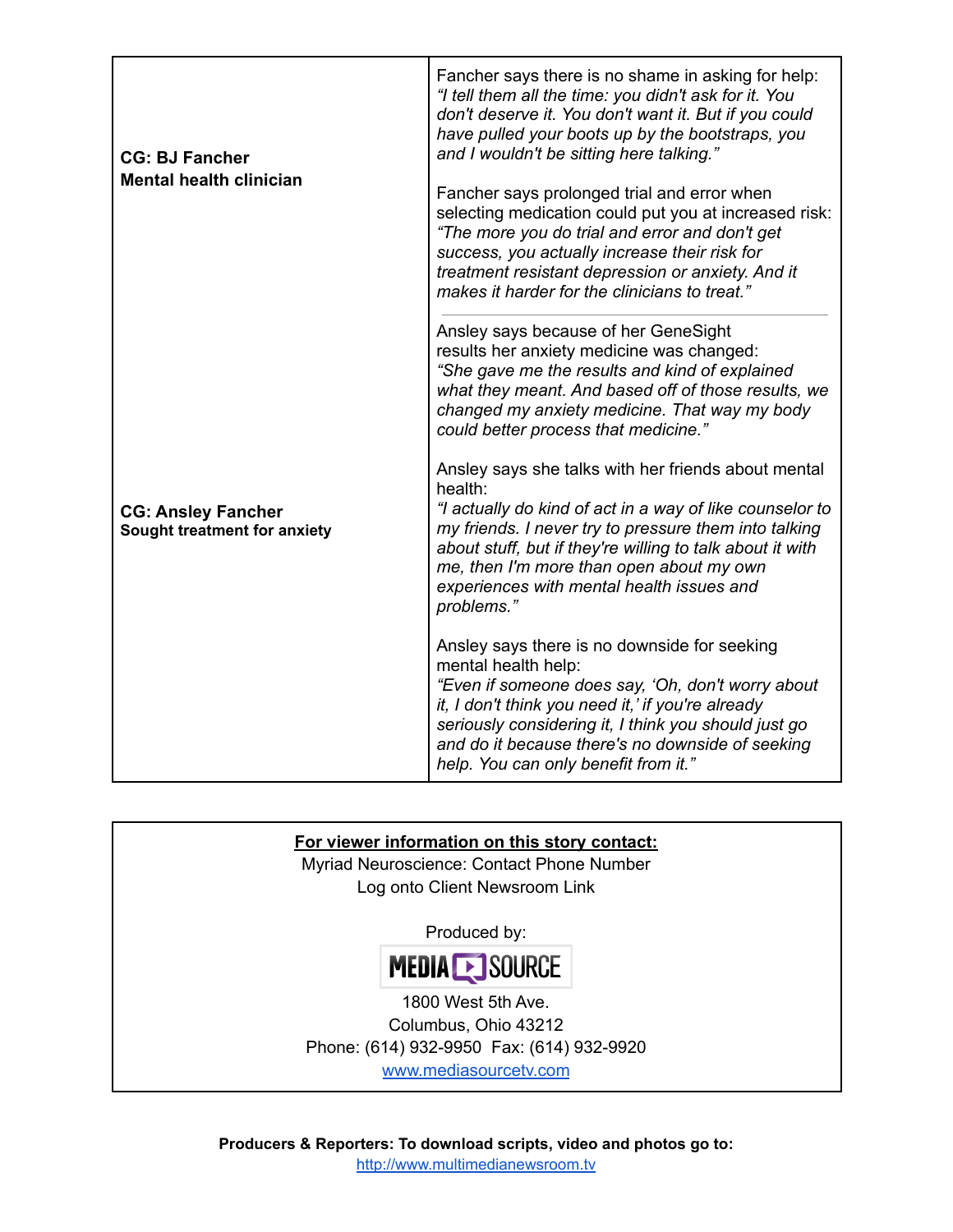| | |
|---|---|
| **CG: BJ Fancher**<br>**Mental health clinician** | Fancher says there is no shame in asking for help:<br>*"I tell them all the time: you didn't ask for it. You don't deserve it. You don't want it. But if you could have pulled your boots up by the bootstraps, you and I wouldn't be sitting here talking."*<br><br>Fancher says prolonged trial and error when selecting medication could put you at increased risk:<br>*"The more you do trial and error and don't get success, you actually increase their risk for treatment resistant depression or anxiety. And it makes it harder for the clinicians to treat."* |
| **CG: Ansley Fancher**<br>**Sought treatment for anxiety** | Ansley says because of her GeneSight results her anxiety medicine was changed:<br>*"She gave me the results and kind of explained what they meant. And based off of those results, we changed my anxiety medicine. That way my body could better process that medicine."*<br><br>Ansley says she talks with her friends about mental health:<br>*"I actually do kind of act in a way of like counselor to my friends. I never try to pressure them into talking about stuff, but if they're willing to talk about it with me, then I'm more than open about my own experiences with mental health issues and problems."*<br><br>Ansley says there is no downside for seeking mental health help:<br>*"Even if someone does say, 'Oh, don't worry about it, I don't think you need it,' if you're already seriously considering it, I think you should just go and do it because there's no downside of seeking help. You can only benefit from it."* |

**For viewer information on this story contact:**

Myriad Neuroscience: Contact Phone Number

Log onto Client Newsroom Link

Produced by:

MEDIA SOURCE

1800 West 5th Ave.

Columbus, Ohio 43212

Phone: (614) 932-9950 Fax: (614) 932-9920

www.mediasourcetv.com

**Producers & Reporters: To download scripts, video and photos go to:**

http://www.multimedianewsroom.tv